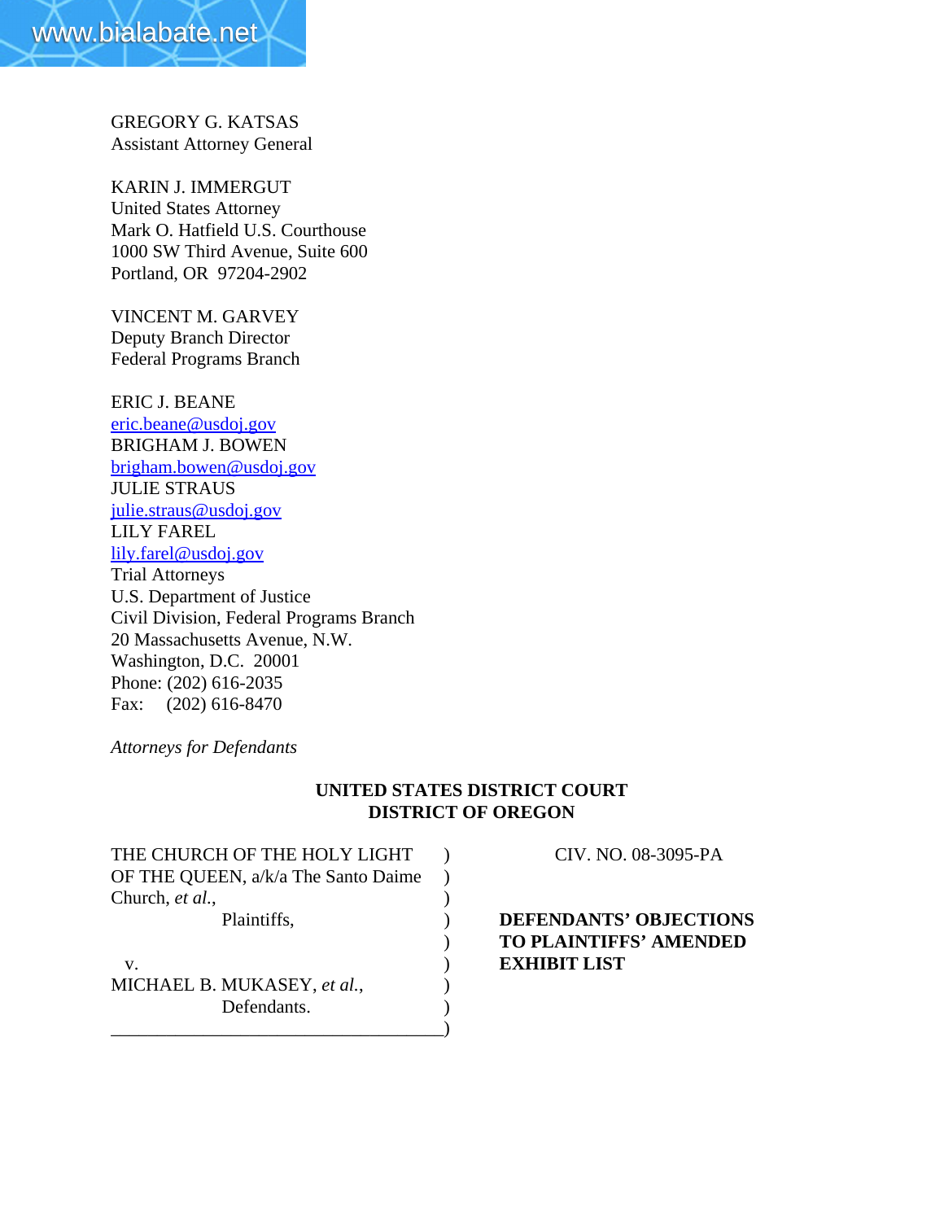GREGORY G. KATSAS
Assistant Attorney General

KARIN J. IMMERGUT
United States Attorney
Mark O. Hatfield U.S. Courthouse
1000 SW Third Avenue, Suite 600
Portland, OR 97204-2902

VINCENT M. GARVEY
Deputy Branch Director
Federal Programs Branch

ERIC J. BEANE
eric.beane@usdoj.gov
BRIGHAM J. BOWEN
brigham.bowen@usdoj.gov
JULIE STRAUS
julie.straus@usdoj.gov
LILY FAREL
lily.farel@usdoj.gov
Trial Attorneys
U.S. Department of Justice
Civil Division, Federal Programs Branch
20 Massachusetts Avenue, N.W.
Washington, D.C. 20001
Phone: (202) 616-2035
Fax: (202) 616-8470

*Attorneys for Defendants*

**UNITED STATES DISTRICT COURT**
**DISTRICT OF OREGON**

THE CHURCH OF THE HOLY LIGHT OF THE QUEEN, a/k/a The Santo Daime Church, *et al.*,
Plaintiffs,

v.

MICHAEL B. MUKASEY, *et al.*,
Defendants.

CIV. NO. 08-3095-PA

**DEFENDANTS' OBJECTIONS TO PLAINTIFFS' AMENDED EXHIBIT LIST**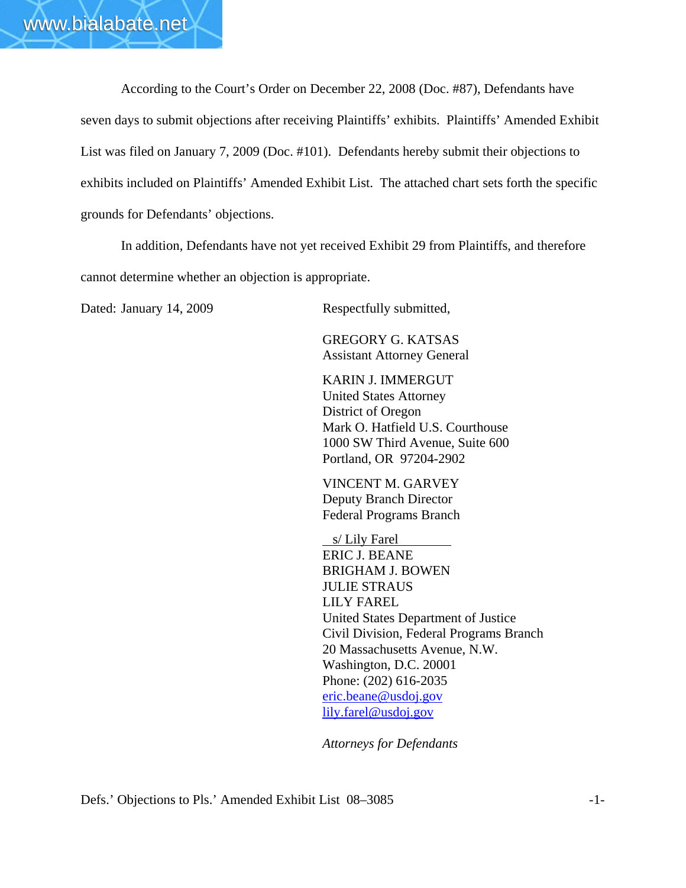According to the Court's Order on December 22, 2008 (Doc. #87), Defendants have seven days to submit objections after receiving Plaintiffs' exhibits. Plaintiffs' Amended Exhibit List was filed on January 7, 2009 (Doc. #101). Defendants hereby submit their objections to exhibits included on Plaintiffs' Amended Exhibit List. The attached chart sets forth the specific grounds for Defendants' objections.

In addition, Defendants have not yet received Exhibit 29 from Plaintiffs, and therefore cannot determine whether an objection is appropriate.

Dated: January 14, 2009

Respectfully submitted,

GREGORY G. KATSAS
Assistant Attorney General

KARIN J. IMMERGUT
United States Attorney
District of Oregon
Mark O. Hatfield U.S. Courthouse
1000 SW Third Avenue, Suite 600
Portland, OR 97204-2902

VINCENT M. GARVEY
Deputy Branch Director
Federal Programs Branch

s/ Lily Farel
ERIC J. BEANE
BRIGHAM J. BOWEN
JULIE STRAUS
LILY FAREL
United States Department of Justice
Civil Division, Federal Programs Branch
20 Massachusetts Avenue, N.W.
Washington, D.C. 20001
Phone: (202) 616-2035
eric.beane@usdoj.gov
lily.farel@usdoj.gov

*Attorneys for Defendants*